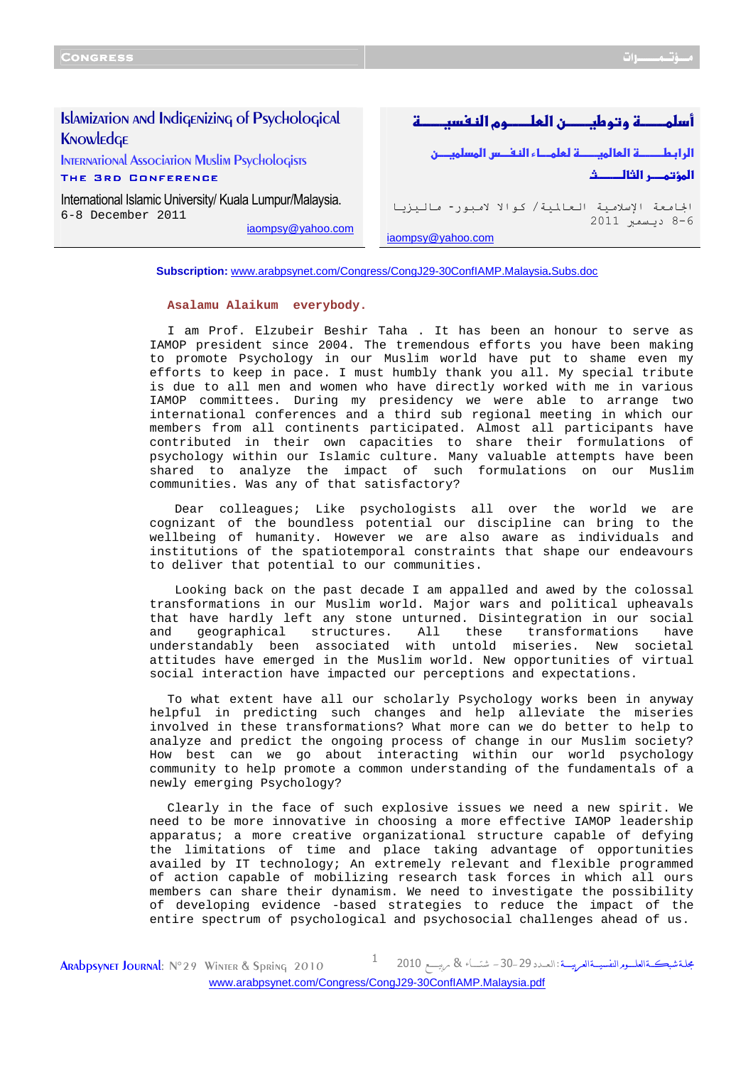# Islamization and Indigenizing of Psychological Knowledge

## International Association Muslim Psychologists

### The 3rd Conference

International Islamic University/ Kuala Lumpur/Malaysia.
6-8 December 2011

iaompsy@yahoo.com

# أسلمـــة وتوطيـــن العلـــوم النفسيـــة

## الرابطـــة العالميـــة لعلمـاء النفـس المسلميـــن

### المؤتمـــر الثالـــث

الجامعة الإسلامية العالمية/ كوالا لامبور- ماليزيا
6-8 ديسمبر 2011

iaompsy@yahoo.com

**Subscription:** www.arabpsynet.com/Congress/CongJ29-30ConfIAMP.Malaysia.Subs.doc

**Asalamu Alaikum everybody.**

I am Prof. Elzubeir Beshir Taha . It has been an honour to serve as IAMOP president since 2004. The tremendous efforts you have been making to promote Psychology in our Muslim world have put to shame even my efforts to keep in pace. I must humbly thank you all. My special tribute is due to all men and women who have directly worked with me in various IAMOP committees. During my presidency we were able to arrange two international conferences and a third sub regional meeting in which our members from all continents participated. Almost all participants have contributed in their own capacities to share their formulations of psychology within our Islamic culture. Many valuable attempts have been shared to analyze the impact of such formulations on our Muslim communities. Was any of that satisfactory?

Dear colleagues; Like psychologists all over the world we are cognizant of the boundless potential our discipline can bring to the wellbeing of humanity. However we are also aware as individuals and institutions of the spatiotemporal constraints that shape our endeavours to deliver that potential to our communities.

Looking back on the past decade I am appalled and awed by the colossal transformations in our Muslim world. Major wars and political upheavals that have hardly left any stone unturned. Disintegration in our social and geographical structures. All these transformations have understandably been associated with untold miseries. New societal attitudes have emerged in the Muslim world. New opportunities of virtual social interaction have impacted our perceptions and expectations.

To what extent have all our scholarly Psychology works been in anyway helpful in predicting such changes and help alleviate the miseries involved in these transformations? What more can we do better to help to analyze and predict the ongoing process of change in our Muslim society? How best can we go about interacting within our world psychology community to help promote a common understanding of the fundamentals of a newly emerging Psychology?

Clearly in the face of such explosive issues we need a new spirit. We need to be more innovative in choosing a more effective IAMOP leadership apparatus; a more creative organizational structure capable of defying the limitations of time and place taking advantage of opportunities availed by IT technology; An extremely relevant and flexible programmed of action capable of mobilizing research task forces in which all ours members can share their dynamism. We need to investigate the possibility of developing evidence -based strategies to reduce the impact of the entire spectrum of psychological and psychosocial challenges ahead of us.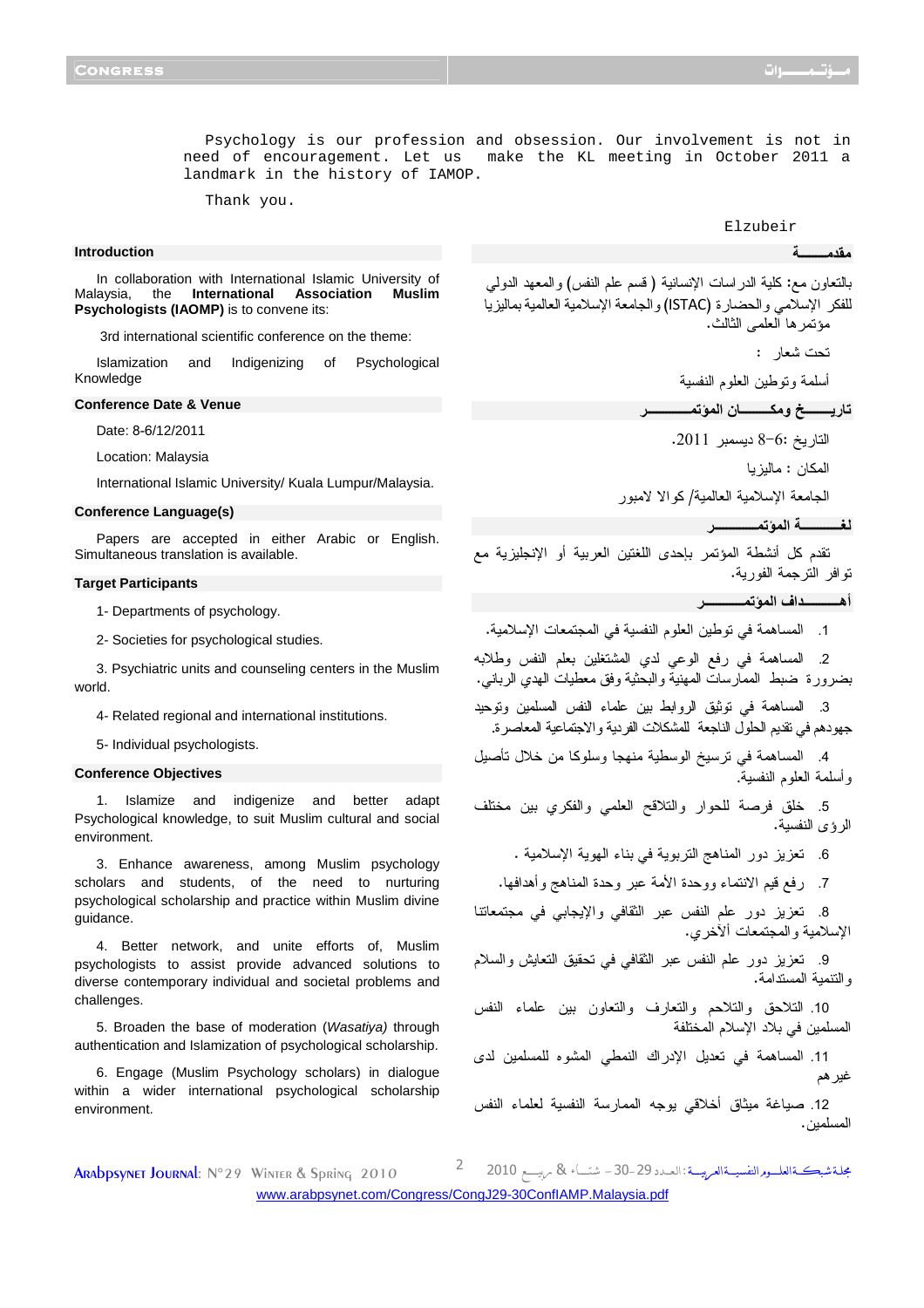Psychology is our profession and obsession. Our involvement is not in need of encouragement. Let us make the KL meeting in October 2011 a landmark in the history of IAMOP.

Thank you.

Elzubeir

### Introduction

In collaboration with International Islamic University of Malaysia, the **International Association Muslim Psychologists (IAOMP)** is to convene its:

3rd international scientific conference on the theme:

Islamization and Indigenizing of Psychological Knowledge

### Conference Date & Venue

Date: 8-6/12/2011

Location: Malaysia

International Islamic University/ Kuala Lumpur/Malaysia.

### Conference Language(s)

Papers are accepted in either Arabic or English. Simultaneous translation is available.

### Target Participants

1- Departments of psychology.

2- Societies for psychological studies.

3. Psychiatric units and counseling centers in the Muslim world.

4- Related regional and international institutions.

5- Individual psychologists.

### Conference Objectives

1. Islamize and indigenize and better adapt Psychological knowledge, to suit Muslim cultural and social environment.

3. Enhance awareness, among Muslim psychology scholars and students, of the need to nurturing psychological scholarship and practice within Muslim divine guidance.

4. Better network, and unite efforts of, Muslim psychologists to assist provide advanced solutions to diverse contemporary individual and societal problems and challenges.

5. Broaden the base of moderation (*Wasatiya)* through authentication and Islamization of psychological scholarship.

6. Engage (Muslim Psychology scholars) in dialogue within a wider international psychological scholarship environment.

### مقدمـــــة

بالتعاون مع: كلية الدراسات الإنسانية ( قسم علم النفس) والمعهد الدولي للفكر الإسلامي والحضارة (ISTAC) والجامعة الإسلامية العالمية بماليزيا مؤتمرها العلمي الثالث.

تحت شعار :

أسلمة وتوطين العلوم النفسية

### تاريـــخ ومكـــان المؤتمـــــر

التاريخ :6-8 ديسمبر 2011.

المكان : ماليزيا

الجامعة الإسلامية العالمية/ كوالا لامبور

### لغـــــة المؤتمـــــر

تقدم كل أنشطة المؤتمر بإحدى اللغتين العربية أو الإنجليزية مع توافر الترجمة الفورية.

### أهــــداف المؤتمـــــر

1. المساهمة في توطين العلوم النفسية في المجتمعات الإسلامية.
2. المساهمة في رفع الوعي لدي المشتغلين بعلم النفس وطلابه بضرورة ضبط الممارسات المهنية والبحثية وفق معطيات الهدي الرباني.
3. المساهمة في توثيق الروابط بين علماء النفس المسلمين وتوحيد جهودهم في تقديم الحلول الناجعة للمشكلات الفردية والاجتماعية المعاصرة.
4. المساهمة في ترسيخ الوسطية منهجا وسلوكا من خلال تأصيل وأسلمة العلوم النفسية.
5. خلق فرصة للحوار والتلاقح العلمي والفكري بين مختلف الرؤى النفسية.
6. تعزيز دور المناهج التربوية في بناء الهوية الإسلامية .
7. رفع قيم الانتماء ووحدة الأمة عبر وحدة المناهج وأهدافها.
8. تعزيز دور علم النفس عبر الثقافي والإيجابي في مجتمعاتنا الإسلامية والمجتمعات ألأخرى.
9. تعزيز دور علم النفس عبر الثقافي في تحقيق التعايش والسلام والتنمية المستدامة.
10. التلاحق والتلاحم والتعارف والتعاون بين علماء النفس المسلمين في بلاد الإسلام المختلفة.
11. المساهمة في تعديل الإدراك النمطي المشوه للمسلمين لدى غيرهم
12. صياغة ميثاق أخلاقي يوجه الممارسة النفسية لعلماء النفس المسلمين.

www.arabpsynet.com/Congress/CongJ29-30ConfIAMP.Malaysia.pdf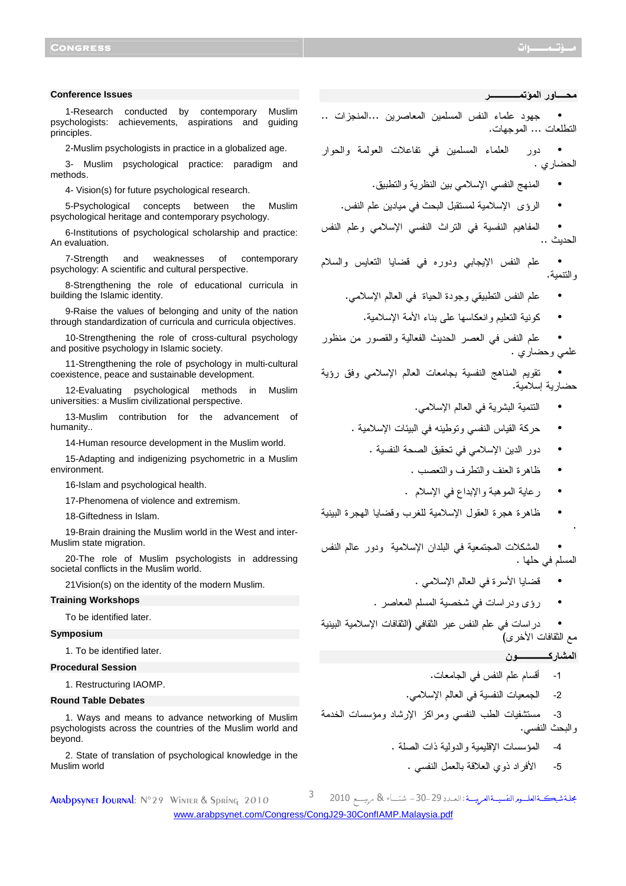## Conference Issues

1-Research conducted by contemporary Muslim psychologists: achievements, aspirations and guiding principles.

2-Muslim psychologists in practice in a globalized age.

3- Muslim psychological practice: paradigm and methods.

4- Vision(s) for future psychological research.

5-Psychological concepts between the Muslim psychological heritage and contemporary psychology.

6-Institutions of psychological scholarship and practice: An evaluation.

7-Strength and weaknesses of contemporary psychology: A scientific and cultural perspective.

8-Strengthening the role of educational curricula in building the Islamic identity.

9-Raise the values of belonging and unity of the nation through standardization of curricula and curricula objectives.

10-Strengthening the role of cross-cultural psychology and positive psychology in Islamic society.

11-Strengthening the role of psychology in multi-cultural coexistence, peace and sustainable development.

12-Evaluating psychological methods in Muslim universities: a Muslim civilizational perspective.

13-Muslim contribution for the advancement of humanity..

14-Human resource development in the Muslim world.

15-Adapting and indigenizing psychometric in a Muslim environment.

16-Islam and psychological health.

17-Phenomena of violence and extremism.

18-Giftedness in Islam.

19-Brain draining the Muslim world in the West and inter-Muslim state migration.

20-The role of Muslim psychologists in addressing societal conflicts in the Muslim world.

21Vision(s) on the identity of the modern Muslim.

## Training Workshops

To be identified later.

## Symposium

1. To be identified later.

## Procedural Session

1. Restructuring IAOMP.

## Round Table Debates

1. Ways and means to advance networking of Muslim psychologists across the countries of the Muslim world and beyond.

2. State of translation of psychological knowledge in the Muslim world

## محـــاور المؤتمـــــــــــر

- جهود علماء النفس المسلمين المعاصرين ...المنجزات .. التطلعات ... الموجهات.
- دور العلماء المسلمين في تفاعلات العولمة والحوار الحضاري .
- المنهج النفسي الإسلامي بين النظرية والتطبيق.
- الرؤى الإسلامية لمستقبل البحث في ميادين علم النفس.
- المفاهيم النفسية في التراث النفسي الإسلامي وعلم النفس الحديث ..
- علم النفس الإيجابي ودوره في قضايا التعايش والسلام والتنمية.
- علم النفس التطبيقي وجودة الحياة في العالم الإسلامي.
- كونية التعليم وانعكاسها على بناء الأمة الإسلامية.
- علم النفس في العصر الحديث الفعالية والقصور من منظور علمي وحضاري .
- تقويم المناهج النفسية بجامعات العالم الإسلامي وفق رؤية حضارية إسلامية.
- التنمية البشرية في العالم الإسلامي.
- حركة القياس النفسي وتوطينه في البيئات الإسلامية .
- دور الدين الإسلامي في تحقيق الصحة النفسية .
- ظاهرة العنف والتطرف والتعصب .
- رعاية الموهبة والإبداع في الإسلام .
- ظاهرة هجرة العقول الإسلامية للغرب وقضايا الهجرة البينية .
- المشكلات المجتمعية في البلدان الإسلامية ودور عالم النفس المسلم في حلها .
- قضايا الأسرة في العالم الإسلامي .
- رؤى ودراسات في شخصية المسلم المعاصر .
- دراسات في علم النفس عبر الثقافي (الثقافات الإسلامية البينية مع الثقافات الأخرى)

## المشاركـــــــــون

1- أقسام علم النفس في الجامعات.

2- الجمعيات النفسية في العالم الإسلامي.

3- مستشفيات الطب النفسي ومراكز الإرشاد ومؤسسات الخدمة والبحث النفسي.

4- المؤسسات الإقليمية والدولية ذات الصلة .

5- الأفراد ذوي العلاقة بالعمل النفسي .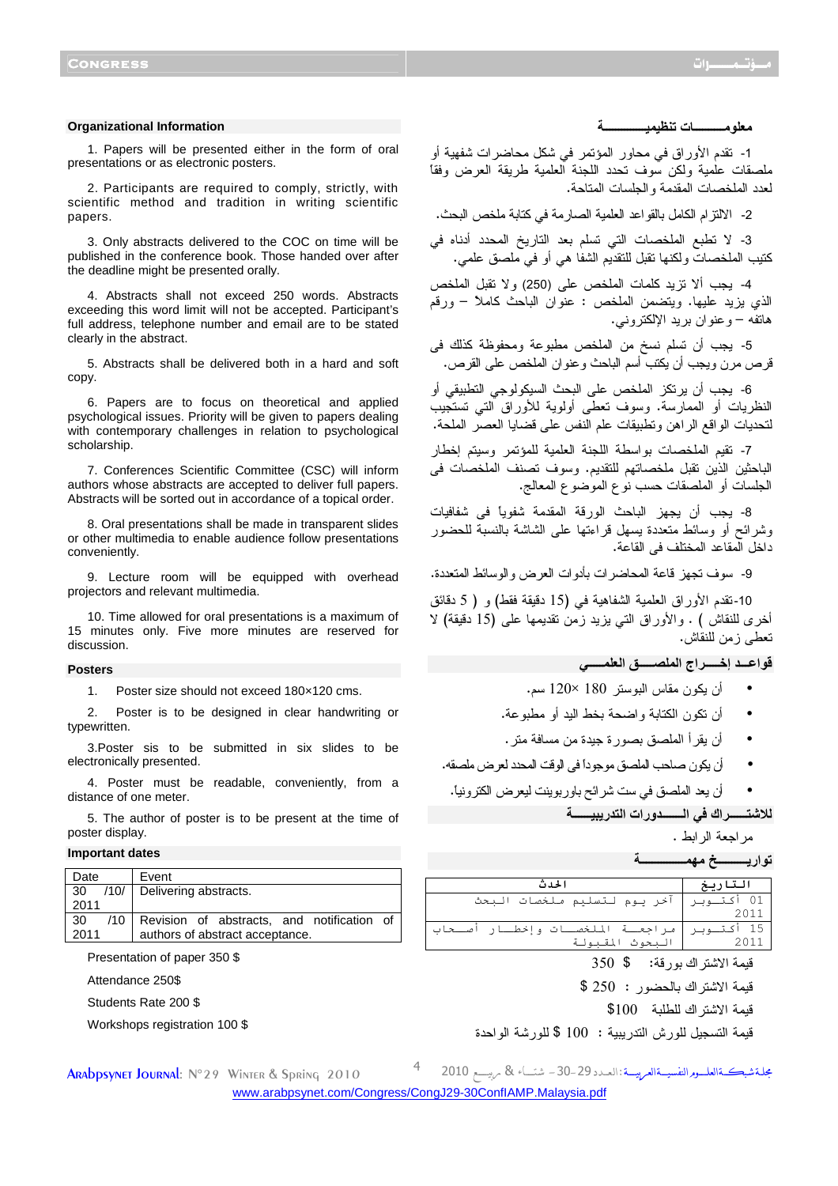## Organizational Information

1. Papers will be presented either in the form of oral presentations or as electronic posters.

2. Participants are required to comply, strictly, with scientific method and tradition in writing scientific papers.

3. Only abstracts delivered to the COC on time will be published in the conference book. Those handed over after the deadline might be presented orally.

4. Abstracts shall not exceed 250 words. Abstracts exceeding this word limit will not be accepted. Participant's full address, telephone number and email are to be stated clearly in the abstract.

5. Abstracts shall be delivered both in a hard and soft copy.

6. Papers are to focus on theoretical and applied psychological issues. Priority will be given to papers dealing with contemporary challenges in relation to psychological scholarship.

7. Conferences Scientific Committee (CSC) will inform authors whose abstracts are accepted to deliver full papers. Abstracts will be sorted out in accordance of a topical order.

8. Oral presentations shall be made in transparent slides or other multimedia to enable audience follow presentations conveniently.

9. Lecture room will be equipped with overhead projectors and relevant multimedia.

10. Time allowed for oral presentations is a maximum of 15 minutes only. Five more minutes are reserved for discussion.

## Posters

1. Poster size should not exceed 180×120 cms.

2. Poster is to be designed in clear handwriting or typewritten.

3.Poster sis to be submitted in six slides to be electronically presented.

4. Poster must be readable, conveniently, from a distance of one meter.

5. The author of poster is to be present at the time of poster display.

## Important dates

| Date | Event |
|---|---|
| 30 /10/ 2011 | Delivering abstracts. |
| 30 /10 2011 | Revision of abstracts, and notification of authors of abstract acceptance. |

Presentation of paper 350 $

Attendance 250$

Students Rate 200 $

Workshops registration 100 $

## معلومـــــــات تنظيميـــــــــــة

1- تقدم الأوراق في محاور المؤتمر في شكل محاضرات شفهية أو ملصقات علمية ولكن سوف تحدد اللجنة العلمية طريقة العرض وفقاً لعدد الملخصات المقدمة والجلسات المتاحة.

2- الالتزام الكامل بالقواعد العلمية الصارمة في كتابة ملخص البحث.

3- لا تطبع الملخصات التي تسلم بعد التاريخ المحدد أدناه في كتيب الملخصات ولكنها تقبل للتقديم الشفا هي أو في ملصق علمي.

4- يجب ألا تزيد كلمات الملخص على (250) ولا تقبل الملخص الذي يزيد عليها. ويتضمن الملخص : عنوان الباحث كاملاً – ورقم هاتفه – وعنوان بريد الإلكتروني.

5- يجب أن تسلم نسخ من الملخص مطبوعة ومحفوظة كذلك في قرص مرن ويجب أن يكتب أسم الباحث وعنوان الملخص على القرص.

6- يجب أن يرتكز الملخص على البحث السيكولوجي التطبيقي أو النظريات أو الممارسة. وسوف تعطى أولوية للأوراق التي تستجيب لتحديات الواقع الراهن وتطبيقات علم النفس على قضايا العصر الملحة.

7- تقيم الملخصات بواسطة اللجنة العلمية للمؤتمر ويتم إخطار الباحثين الذين تقبل ملخصاتهم للتقديم. وسوف تصنف الملخصات في الجلسات أو الملصقات حسب نوع الموضوع المعالج.

8- يجب أن يجهز الباحث الورقة المقدمة شفوياً في شفافيات وشرائح أو وسائط متعددة يسهل قراءتها على الشاشة بالنسبة للحضور داخل المقاعد المختلف في القاعة.

9- سوف تجهز قاعة المحاضرات بأدوات العرض والوسائط المتعددة.

10-تقدم الأوراق العلمية الشفاهية في (15 دقيقة فقط) و ( 5 دقائق أخرى للنقاش ) . والأوراق التي يزيد زمن تقديمها على (15 دقيقة) لا تعطى زمن للنقاش.

## قواعـد إخـــراج الملصـــق العلمـــي

- أن يكون مقاس البوستر 180 ×120 سم.
- أن تكون الكتابة واضحة بخط اليد أو مطبوعة.
- أن يقرأ الملصق بصورة جيدة من مسافة متر .
- أن يكون صاحب الملصق موجوداً في الوقت المحدد لعرض ملصقه.
- أن يعد الملصق في ست شرائح باوربوينت ليعرض الكترونياً.

## للاشتـــراك في الـــــدورات التدريبيــــة

مراجعة الرابط .

## تواريــــــخ مهمـــــــــة

| التــاريخ | الحدث |
|---|---|
| 01 أكتوبر 2011 | آخر يوم لتسليم ملخصات البحث |
| 15 أكتوبر 2011 | مراجعة الملخصات وإخطار أصحاب البحوث المقبولة |

قيمة الاشتراك بورقة: 350 $

قيمة الاشتراك بالحضور : 250 $

قيمة الاشتراك للطلبة 100$

قيمة التسجيل للورش التدريبية : 100 $ للورشة الواحدة

www.arabpsynet.com/Congress/CongJ29-30ConfIAMP.Malaysia.pdf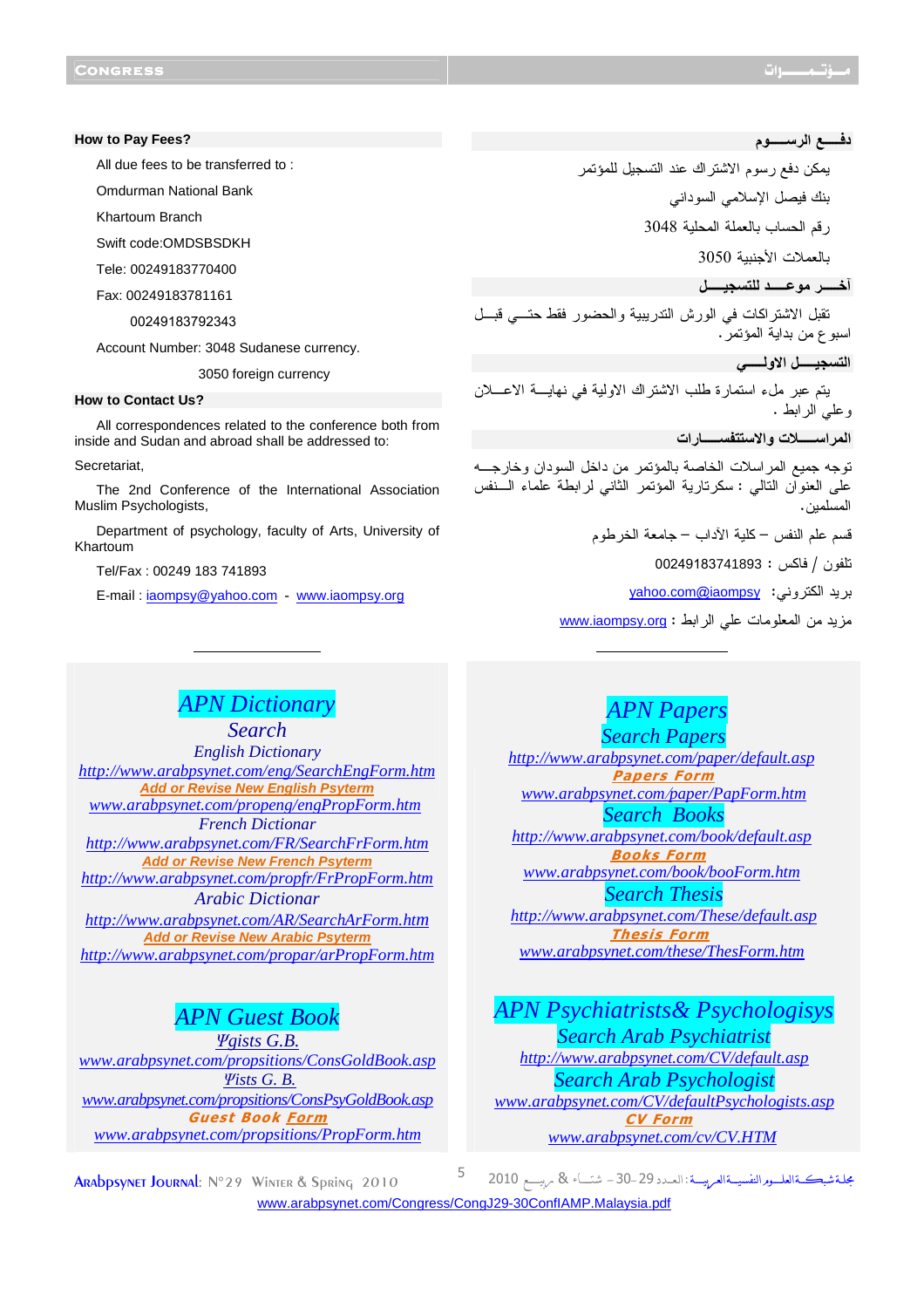**How to Pay Fees?**

All due fees to be transferred to :

Omdurman National Bank

Khartoum Branch

Swift code:OMDSBSDKH

Tele: 00249183770400

Fax: 00249183781161

00249183792343

Account Number: 3048 Sudanese currency.

3050 foreign currency

**How to Contact Us?**

All correspondences related to the conference both from inside and Sudan and abroad shall be addressed to:

Secretariat,

The 2nd Conference of the International Association Muslim Psychologists,

Department of psychology, faculty of Arts, University of Khartoum

Tel/Fax : 00249 183 741893

E-mail : iaompsy@yahoo.com - www.iaompsy.org

**دفـــع الرســـوم**

يمكن دفع رسوم الاشتراك عند التسجيل للمؤتمر

بنك فيصل الإسلامي السوداني

رقم الحساب بالعملة المحلية 3048

بالعملات الأجنبية 3050

**آخــــر موعـــد للتسجيــــل**

تقبل الاشتراكات في الورش التدريبية والحضور فقط حتـــي قبـــل اسبوع من بداية المؤتمر.

**التسجيــــل الاولـــي**

يتم عبر ملء استمارة طلب الاشتراك الاولية في نهايـــة الاعــــلان وعلي الرابط .

**المراســـــلات والاستفســــــارات**

توجه جميع المراسلات الخاصة بالمؤتمر من داخل السودان وخارجـــه على العنوان التالي : سكرتارية المؤتمر الثاني لرابطة علماء الــــنفس المسلمين.

قسم علم النفس – كلية الآداب – جامعة الخرطوم

تلفون / فاكس : 00249183741893

بريد الكتروني: yahoo.com@iaompsy

مزيد من المعلومات علي الرابط : www.iaompsy.org

---

## APN Dictionary

*Search*

*English Dictionary*

http://www.arabpsynet.com/eng/SearchEngForm.htm

**Add or Revise New English Psyterm**

www.arabpsynet.com/propeng/engPropForm.htm

*French Dictionar*

http://www.arabpsynet.com/FR/SearchFrForm.htm

**Add or Revise New French Psyterm**

http://www.arabpsynet.com/propfr/FrPropForm.htm

*Arabic Dictionar*

http://www.arabpsynet.com/AR/SearchArForm.htm

**Add or Revise New Arabic Psyterm**

http://www.arabpsynet.com/propar/arPropForm.htm

## APN Guest Book

*Ψgists G.B.*

www.arabpsynet.com/propsitions/ConsGoldBook.asp

*Ψists G. B.*

www.arabpsynet.com/propsitions/ConsPsyGoldBook.asp

**Guest Book Form**

www.arabpsynet.com/propsitions/PropForm.htm

## APN Papers

*Search Papers*

http://www.arabpsynet.com/paper/default.asp

**Papers Form**

www.arabpsynet.com/paper/PapForm.htm

*Search Books*

http://www.arabpsynet.com/book/default.asp

**Books Form**

www.arabpsynet.com/book/booForm.htm

*Search Thesis*

http://www.arabpsynet.com/These/default.asp

**Thesis Form**

www.arabpsynet.com/these/ThesForm.htm

## APN Psychiatrists& Psychologisys

*Search Arab Psychiatrist*

http://www.arabpsynet.com/CV/default.asp

*Search Arab Psychologist*

www.arabpsynet.com/CV/defaultPsychologists.asp

**CV Form**

www.arabpsynet.com/cv/CV.HTM

www.arabpsynet.com/Congress/CongJ29-30ConfIAMP.Malaysia.pdf